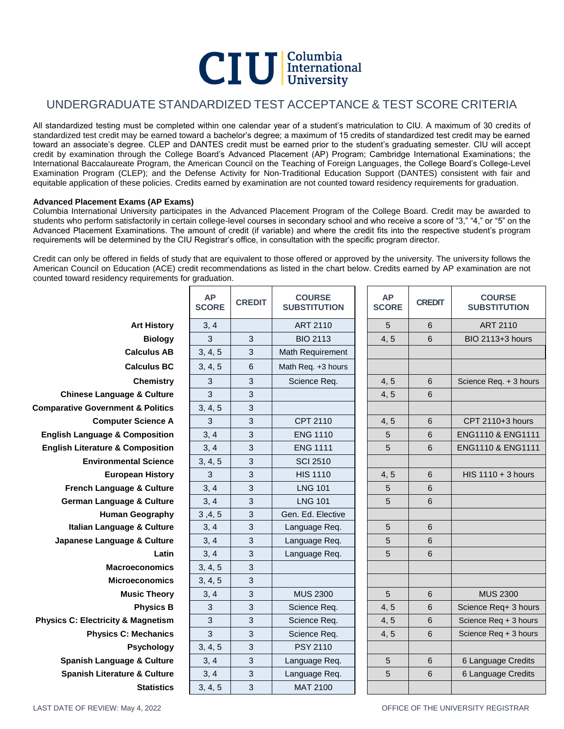# CIU Columbia International University

## UNDERGRADUATE STANDARDIZED TEST ACCEPTANCE & TEST SCORE CRITERIA

All standardized testing must be completed within one calendar year of a student's matriculation to CIU. A maximum of 30 credits of standardized test credit may be earned toward a bachelor's degree; a maximum of 15 credits of standardized test credit may be earned toward an associate's degree. CLEP and DANTES credit must be earned prior to the student's graduating semester. CIU will accept credit by examination through the College Board's Advanced Placement (AP) Program; Cambridge International Examinations; the International Baccalaureate Program, the American Council on the Teaching of Foreign Languages, the College Board's College-Level Examination Program (CLEP); and the Defense Activity for Non-Traditional Education Support (DANTES) consistent with fair and equitable application of these policies. Credits earned by examination are not counted toward residency requirements for graduation.

**Advanced Placement Exams (AP Exams)**

Columbia International University participates in the Advanced Placement Program of the College Board. Credit may be awarded to students who perform satisfactorily in certain college-level courses in secondary school and who receive a score of "3," "4," or "5" on the Advanced Placement Examinations. The amount of credit (if variable) and where the credit fits into the respective student's program requirements will be determined by the CIU Registrar's office, in consultation with the specific program director.

Credit can only be offered in fields of study that are equivalent to those offered or approved by the university. The university follows the American Council on Education (ACE) credit recommendations as listed in the chart below. Credits earned by AP examination are not counted toward residency requirements for graduation.

| | AP SCORE | CREDIT | COURSE SUBSTITUTION | AP SCORE | CREDIT | COURSE SUBSTITUTION |
|---|---|---|---|---|---|---|
| **Art History** | 3, 4 | | ART 2110 | 5 | 6 | ART 2110 |
| **Biology** | 3 | 3 | BIO 2113 | 4, 5 | 6 | BIO 2113+3 hours |
| **Calculus AB** | 3, 4, 5 | 3 | Math Requirement | | | |
| **Calculus BC** | 3, 4, 5 | 6 | Math Req. +3 hours | | | |
| **Chemistry** | 3 | 3 | Science Req. | 4, 5 | 6 | Science Req. + 3 hours |
| **Chinese Language & Culture** | 3 | 3 | | 4, 5 | 6 | |
| **Comparative Government & Politics** | 3, 4, 5 | 3 | | | | |
| **Computer Science A** | 3 | 3 | CPT 2110 | 4, 5 | 6 | CPT 2110+3 hours |
| **English Language & Composition** | 3, 4 | 3 | ENG 1110 | 5 | 6 | ENG1110 & ENG1111 |
| **English Literature & Composition** | 3, 4 | 3 | ENG 1111 | 5 | 6 | ENG1110 & ENG1111 |
| **Environmental Science** | 3, 4, 5 | 3 | SCI 2510 | | | |
| **European History** | 3 | 3 | HIS 1110 | 4, 5 | 6 | HIS 1110 + 3 hours |
| **French Language & Culture** | 3, 4 | 3 | LNG 101 | 5 | 6 | |
| **German Language & Culture** | 3, 4 | 3 | LNG 101 | 5 | 6 | |
| **Human Geography** | 3 ,4, 5 | 3 | Gen. Ed. Elective | | | |
| **Italian Language & Culture** | 3, 4 | 3 | Language Req. | 5 | 6 | |
| **Japanese Language & Culture** | 3, 4 | 3 | Language Req. | 5 | 6 | |
| **Latin** | 3, 4 | 3 | Language Req. | 5 | 6 | |
| **Macroeconomics** | 3, 4, 5 | 3 | | | | |
| **Microeconomics** | 3, 4, 5 | 3 | | | | |
| **Music Theory** | 3, 4 | 3 | MUS 2300 | 5 | 6 | MUS 2300 |
| **Physics B** | 3 | 3 | Science Req. | 4, 5 | 6 | Science Req+ 3 hours |
| **Physics C: Electricity & Magnetism** | 3 | 3 | Science Req. | 4, 5 | 6 | Science Req + 3 hours |
| **Physics C: Mechanics** | 3 | 3 | Science Req. | 4, 5 | 6 | Science Req + 3 hours |
| **Psychology** | 3, 4, 5 | 3 | PSY 2110 | | | |
| **Spanish Language & Culture** | 3, 4 | 3 | Language Req. | 5 | 6 | 6 Language Credits |
| **Spanish Literature & Culture** | 3, 4 | 3 | Language Req. | 5 | 6 | 6 Language Credits |
| **Statistics** | 3, 4, 5 | 3 | MAT 2100 | | | |

LAST DATE OF REVIEW: May 4, 2022

OFFICE OF THE UNIVERSITY REGISTRAR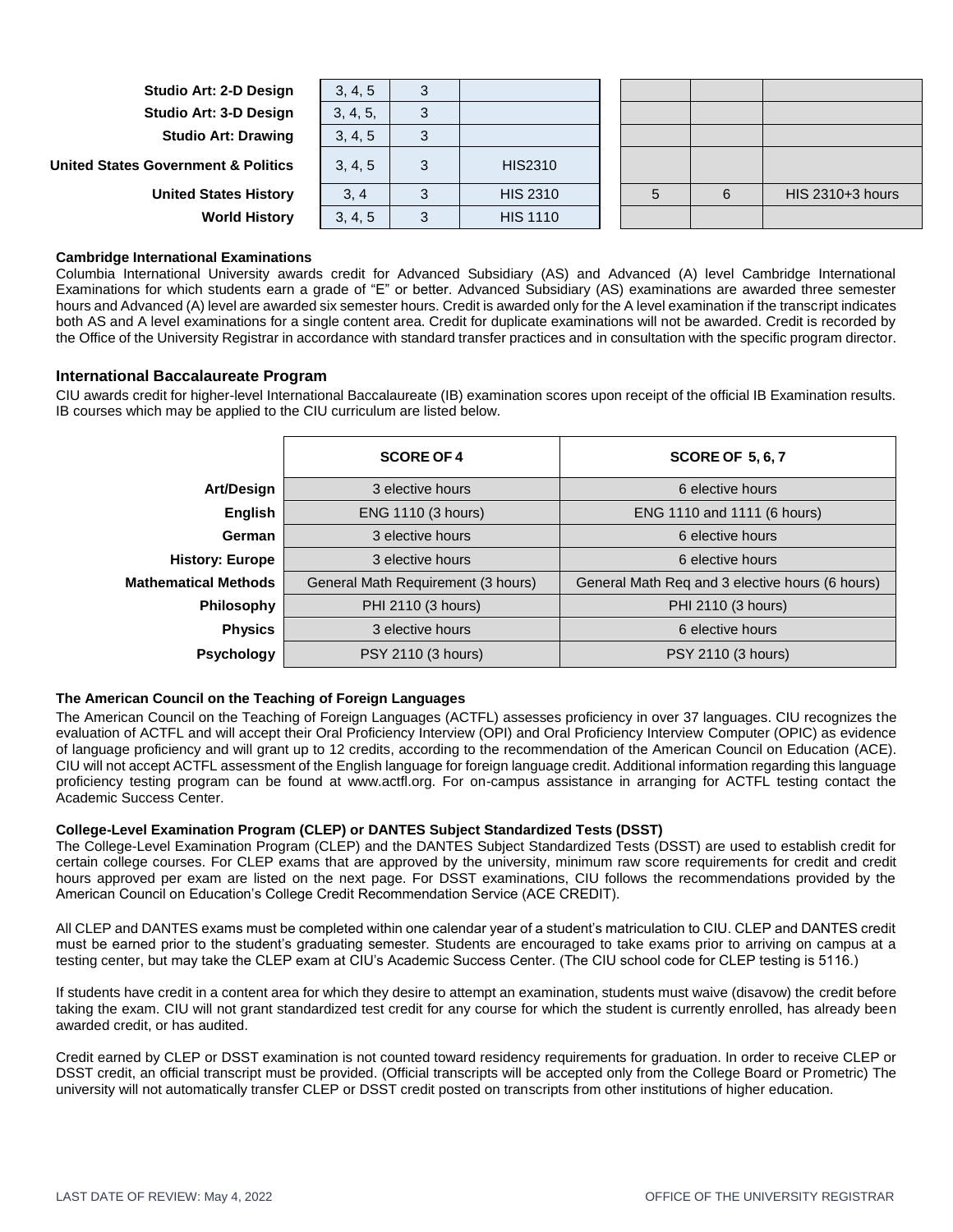| | | | | | | |
|---|---|---|---|---|---|---|
| **Studio Art: 2-D Design** | 3, 4, 5 | 3 | | | | |
| **Studio Art: 3-D Design** | 3, 4, 5, | 3 | | | | |
| **Studio Art: Drawing** | 3, 4, 5 | 3 | | | | |
| **United States Government & Politics** | 3, 4, 5 | 3 | HIS2310 | | | |
| **United States History** | 3, 4 | 3 | HIS 2310 | 5 | 6 | HIS 2310+3 hours |
| **World History** | 3, 4, 5 | 3 | HIS 1110 | | | |

**Cambridge International Examinations**

Columbia International University awards credit for Advanced Subsidiary (AS) and Advanced (A) level Cambridge International Examinations for which students earn a grade of "E" or better. Advanced Subsidiary (AS) examinations are awarded three semester hours and Advanced (A) level are awarded six semester hours. Credit is awarded only for the A level examination if the transcript indicates both AS and A level examinations for a single content area. Credit for duplicate examinations will not be awarded. Credit is recorded by the Office of the University Registrar in accordance with standard transfer practices and in consultation with the specific program director.

### International Baccalaureate Program

CIU awards credit for higher-level International Baccalaureate (IB) examination scores upon receipt of the official IB Examination results. IB courses which may be applied to the CIU curriculum are listed below.

| | **SCORE OF 4** | **SCORE OF 5, 6, 7** |
|---|---|---|
| **Art/Design** | 3 elective hours | 6 elective hours |
| **English** | ENG 1110 (3 hours) | ENG 1110 and 1111 (6 hours) |
| **German** | 3 elective hours | 6 elective hours |
| **History: Europe** | 3 elective hours | 6 elective hours |
| **Mathematical Methods** | General Math Requirement (3 hours) | General Math Req and 3 elective hours (6 hours) |
| **Philosophy** | PHI 2110 (3 hours) | PHI 2110 (3 hours) |
| **Physics** | 3 elective hours | 6 elective hours |
| **Psychology** | PSY 2110 (3 hours) | PSY 2110 (3 hours) |

**The American Council on the Teaching of Foreign Languages**

The American Council on the Teaching of Foreign Languages (ACTFL) assesses proficiency in over 37 languages. CIU recognizes the evaluation of ACTFL and will accept their Oral Proficiency Interview (OPI) and Oral Proficiency Interview Computer (OPIC) as evidence of language proficiency and will grant up to 12 credits, according to the recommendation of the American Council on Education (ACE). CIU will not accept ACTFL assessment of the English language for foreign language credit. Additional information regarding this language proficiency testing program can be found at www.actfl.org. For on-campus assistance in arranging for ACTFL testing contact the Academic Success Center.

**College-Level Examination Program (CLEP) or DANTES Subject Standardized Tests (DSST)**

The College-Level Examination Program (CLEP) and the DANTES Subject Standardized Tests (DSST) are used to establish credit for certain college courses. For CLEP exams that are approved by the university, minimum raw score requirements for credit and credit hours approved per exam are listed on the next page. For DSST examinations, CIU follows the recommendations provided by the American Council on Education's College Credit Recommendation Service (ACE CREDIT).

All CLEP and DANTES exams must be completed within one calendar year of a student's matriculation to CIU. CLEP and DANTES credit must be earned prior to the student's graduating semester. Students are encouraged to take exams prior to arriving on campus at a testing center, but may take the CLEP exam at CIU's Academic Success Center. (The CIU school code for CLEP testing is 5116.)

If students have credit in a content area for which they desire to attempt an examination, students must waive (disavow) the credit before taking the exam. CIU will not grant standardized test credit for any course for which the student is currently enrolled, has already been awarded credit, or has audited.

Credit earned by CLEP or DSST examination is not counted toward residency requirements for graduation. In order to receive CLEP or DSST credit, an official transcript must be provided. (Official transcripts will be accepted only from the College Board or Prometric) The university will not automatically transfer CLEP or DSST credit posted on transcripts from other institutions of higher education.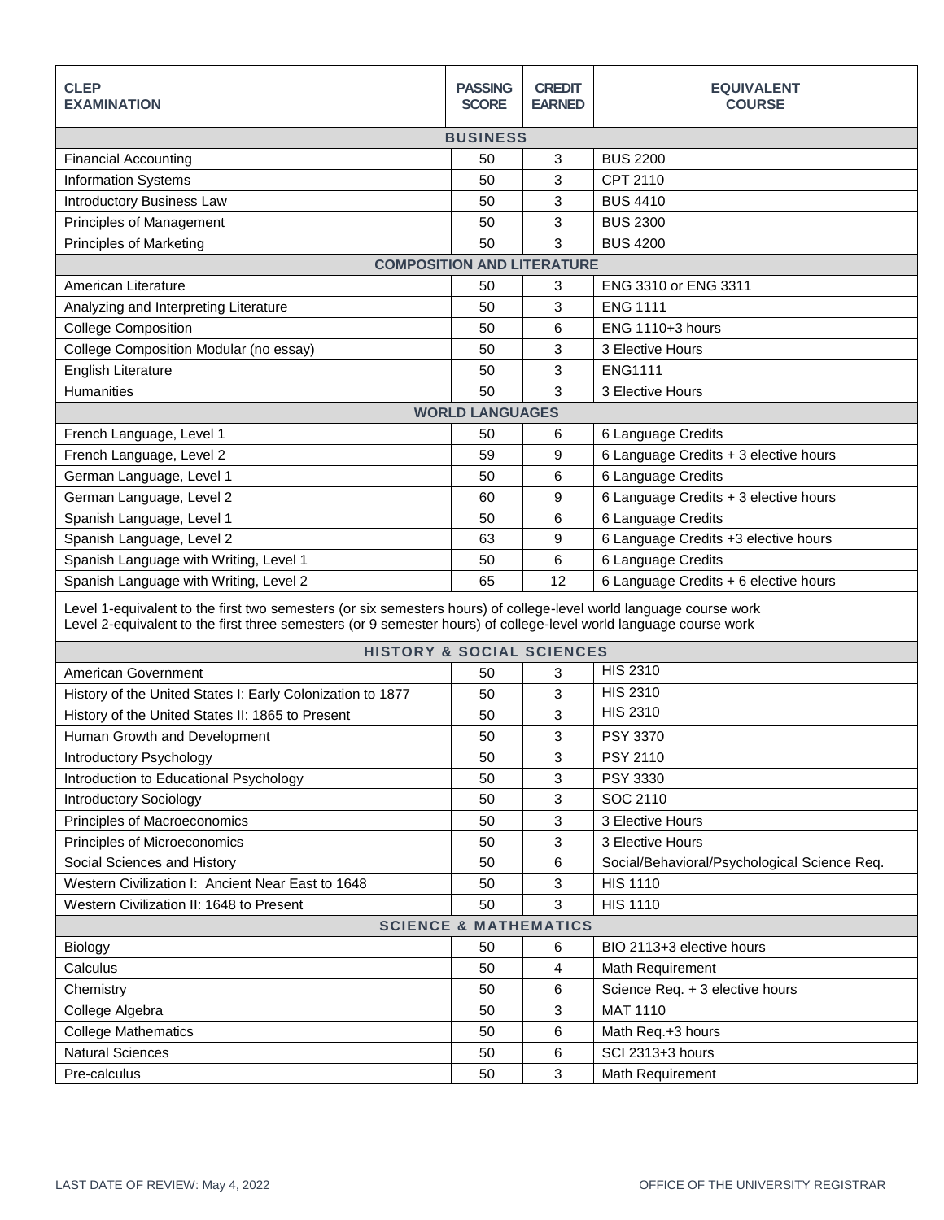| CLEP EXAMINATION | PASSING SCORE | CREDIT EARNED | EQUIVALENT COURSE |
|---|---|---|---|
| **BUSINESS** | | | |
| Financial Accounting | 50 | 3 | BUS 2200 |
| Information Systems | 50 | 3 | CPT 2110 |
| Introductory Business Law | 50 | 3 | BUS 4410 |
| Principles of Management | 50 | 3 | BUS 2300 |
| Principles of Marketing | 50 | 3 | BUS 4200 |
| **COMPOSITION AND LITERATURE** | | | |
| American Literature | 50 | 3 | ENG 3310 or ENG 3311 |
| Analyzing and Interpreting Literature | 50 | 3 | ENG 1111 |
| College Composition | 50 | 6 | ENG 1110+3 hours |
| College Composition Modular (no essay) | 50 | 3 | 3 Elective Hours |
| English Literature | 50 | 3 | ENG1111 |
| Humanities | 50 | 3 | 3 Elective Hours |
| **WORLD LANGUAGES** | | | |
| French Language, Level 1 | 50 | 6 | 6 Language Credits |
| French Language, Level 2 | 59 | 9 | 6 Language Credits + 3 elective hours |
| German Language, Level 1 | 50 | 6 | 6 Language Credits |
| German Language, Level 2 | 60 | 9 | 6 Language Credits + 3 elective hours |
| Spanish Language, Level 1 | 50 | 6 | 6 Language Credits |
| Spanish Language, Level 2 | 63 | 9 | 6 Language Credits +3 elective hours |
| Spanish Language with Writing, Level 1 | 50 | 6 | 6 Language Credits |
| Spanish Language with Writing, Level 2 | 65 | 12 | 6 Language Credits + 6 elective hours |
| Level 1-equivalent to the first two semesters (or six semesters hours) of college-level world language course work<br>Level 2-equivalent to the first three semesters (or 9 semester hours) of college-level world language course work | | | |
| **HISTORY & SOCIAL SCIENCES** | | | |
| American Government | 50 | 3 | HIS 2310 |
| History of the United States I: Early Colonization to 1877 | 50 | 3 | HIS 2310 |
| History of the United States II: 1865 to Present | 50 | 3 | HIS 2310 |
| Human Growth and Development | 50 | 3 | PSY 3370 |
| Introductory Psychology | 50 | 3 | PSY 2110 |
| Introduction to Educational Psychology | 50 | 3 | PSY 3330 |
| Introductory Sociology | 50 | 3 | SOC 2110 |
| Principles of Macroeconomics | 50 | 3 | 3 Elective Hours |
| Principles of Microeconomics | 50 | 3 | 3 Elective Hours |
| Social Sciences and History | 50 | 6 | Social/Behavioral/Psychological Science Req. |
| Western Civilization I: Ancient Near East to 1648 | 50 | 3 | HIS 1110 |
| Western Civilization II: 1648 to Present | 50 | 3 | HIS 1110 |
| **SCIENCE & MATHEMATICS** | | | |
| Biology | 50 | 6 | BIO 2113+3 elective hours |
| Calculus | 50 | 4 | Math Requirement |
| Chemistry | 50 | 6 | Science Req. + 3 elective hours |
| College Algebra | 50 | 3 | MAT 1110 |
| College Mathematics | 50 | 6 | Math Req.+3 hours |
| Natural Sciences | 50 | 6 | SCI 2313+3 hours |
| Pre-calculus | 50 | 3 | Math Requirement |

LAST DATE OF REVIEW: May 4, 2022

OFFICE OF THE UNIVERSITY REGISTRAR